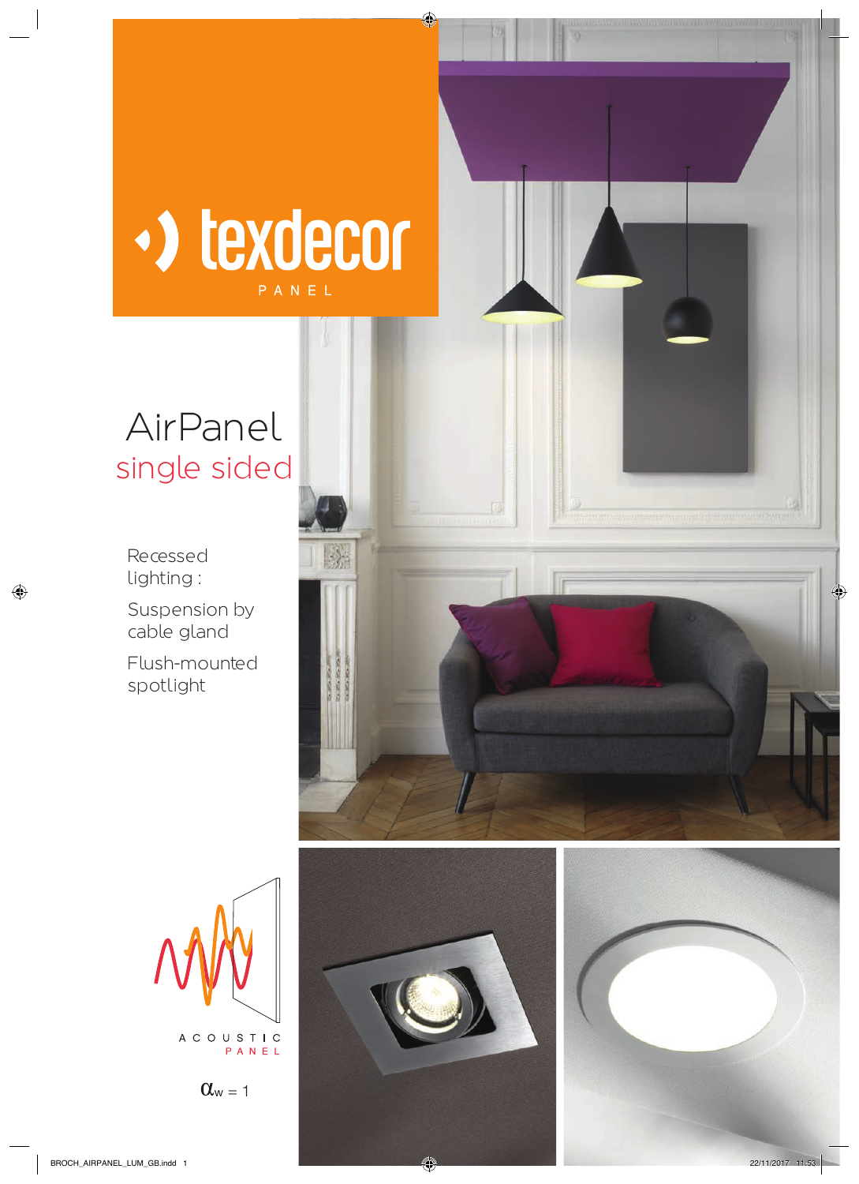texdecor

PANEL

# AirPanel
## single sided

Recessed lighting :

Suspension by cable gland

Flush-mounted spotlight

ACOUSTIC PANEL

$\alpha_w = 1$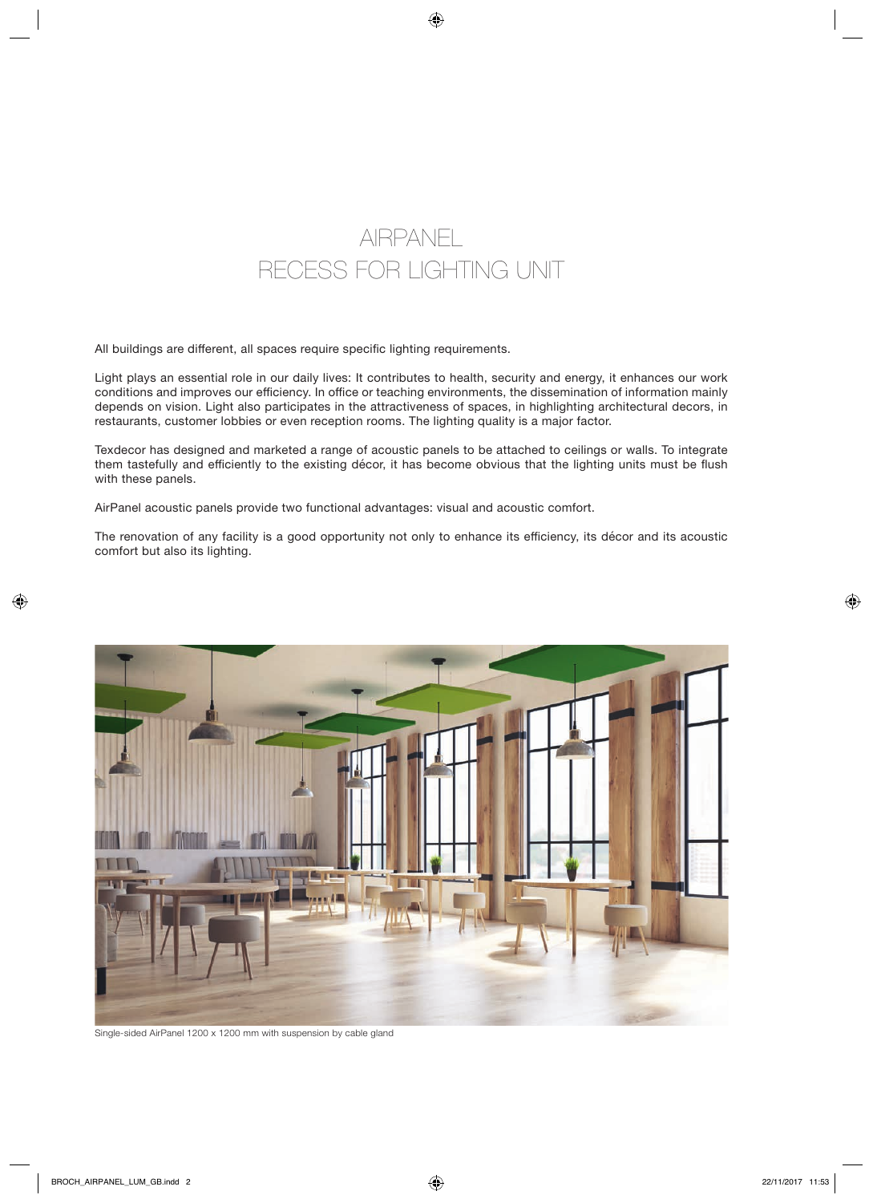# AIRPANEL
# RECESS FOR LIGHTING UNIT

All buildings are different, all spaces require specific lighting requirements.

Light plays an essential role in our daily lives: It contributes to health, security and energy, it enhances our work conditions and improves our efficiency. In office or teaching environments, the dissemination of information mainly depends on vision. Light also participates in the attractiveness of spaces, in highlighting architectural decors, in restaurants, customer lobbies or even reception rooms. The lighting quality is a major factor.

Texdecor has designed and marketed a range of acoustic panels to be attached to ceilings or walls. To integrate them tastefully and efficiently to the existing décor, it has become obvious that the lighting units must be flush with these panels.

AirPanel acoustic panels provide two functional advantages: visual and acoustic comfort.

The renovation of any facility is a good opportunity not only to enhance its efficiency, its décor and its acoustic comfort but also its lighting.

Single-sided AirPanel 1200 x 1200 mm with suspension by cable gland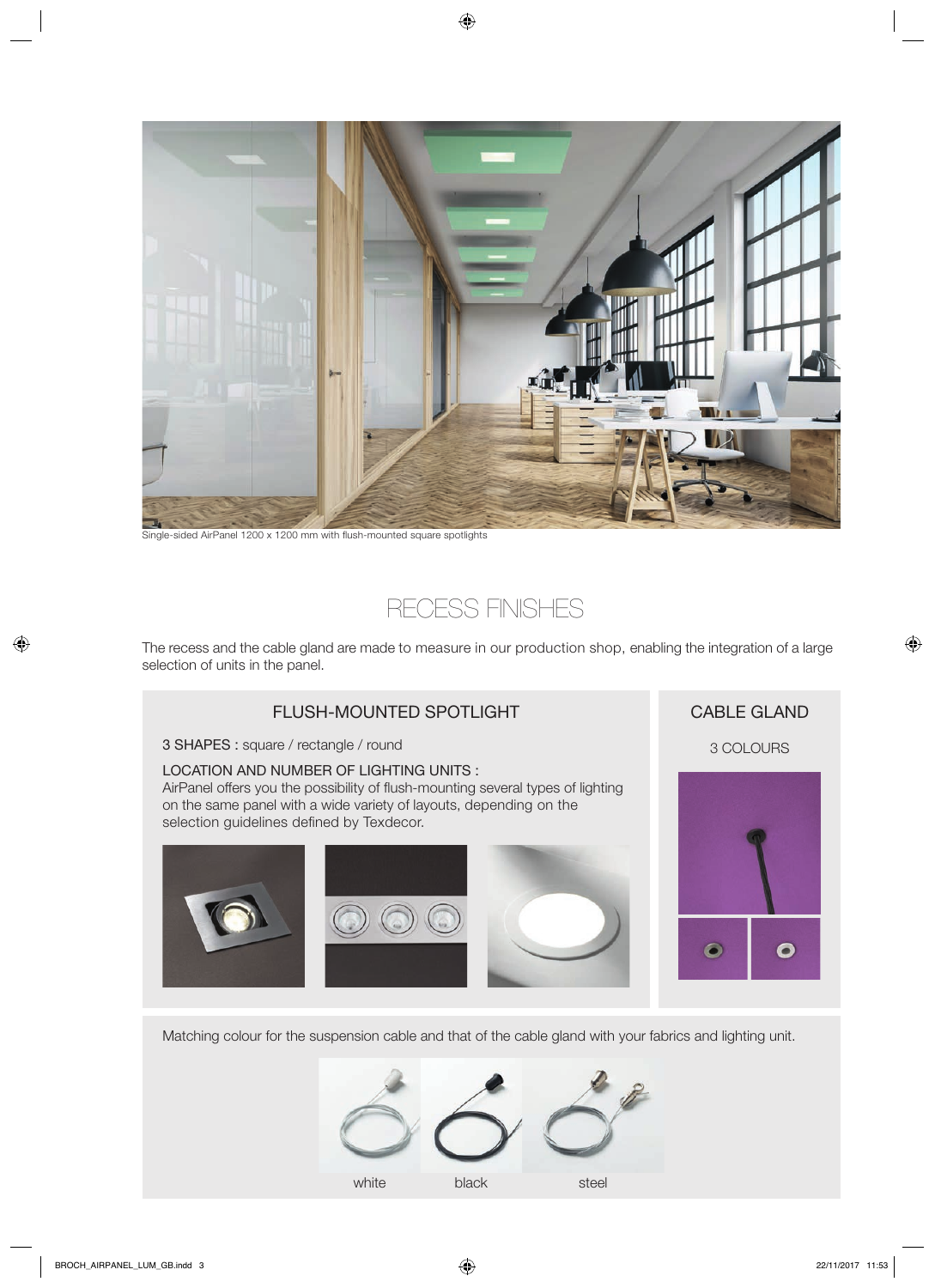Single-sided AirPanel 1200 x 1200 mm with flush-mounted square spotlights

## RECESS FINISHES

The recess and the cable gland are made to measure in our production shop, enabling the integration of a large selection of units in the panel.

### FLUSH-MOUNTED SPOTLIGHT

3 SHAPES : square / rectangle / round

LOCATION AND NUMBER OF LIGHTING UNITS :
AirPanel offers you the possibility of flush-mounting several types of lighting on the same panel with a wide variety of layouts, depending on the selection guidelines defined by Texdecor.

### CABLE GLAND

3 COLOURS

Matching colour for the suspension cable and that of the cable gland with your fabrics and lighting unit.

white

black

steel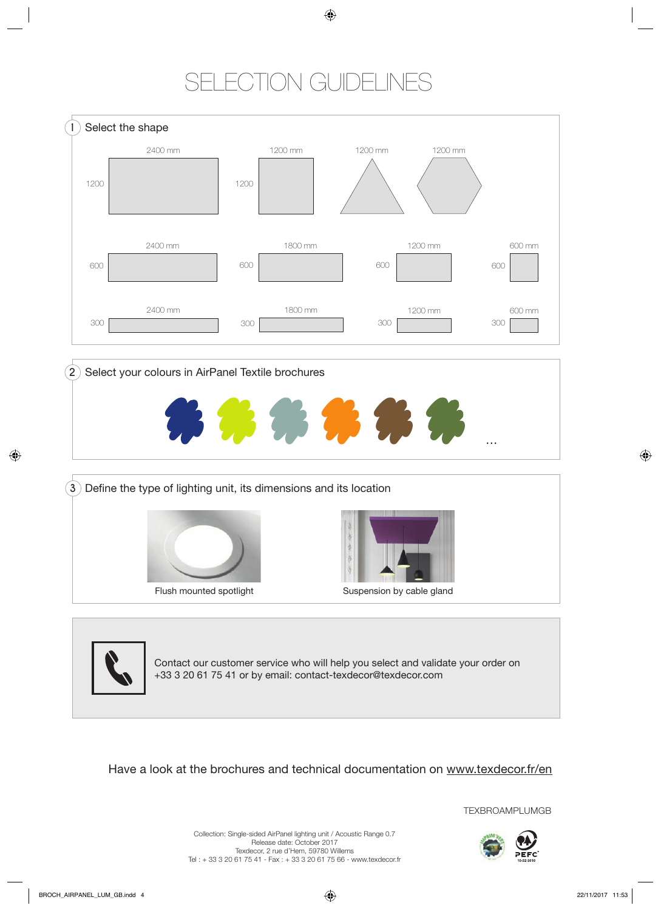# SELECTION GUIDELINES

## 1 Select the shape

2400 mm
1200

1200 mm
1200

1200 mm

1200 mm

2400 mm
600

1800 mm
600

1200 mm
600

600 mm
600

2400 mm
300

1800 mm
300

1200 mm
300

600 mm
300

## 2 Select your colours in AirPanel Textile brochures

...

## 3 Define the type of lighting unit, its dimensions and its location

Flush mounted spotlight

Suspension by cable gland

Contact our customer service who will help you select and validate your order on +33 3 20 61 75 41 or by email: contact-texdecor@texdecor.com

Have a look at the brochures and technical documentation on www.texdecor.fr/en

TEXBROAMPLUMGB

Collection: Single-sided AirPanel lighting unit / Acoustic Range 0.7
Release date: October 2017
Texdecor, 2 rue d'Hem, 59780 Willems
Tel : + 33 3 20 61 75 41 - Fax : + 33 3 20 61 75 66 - www.texdecor.fr